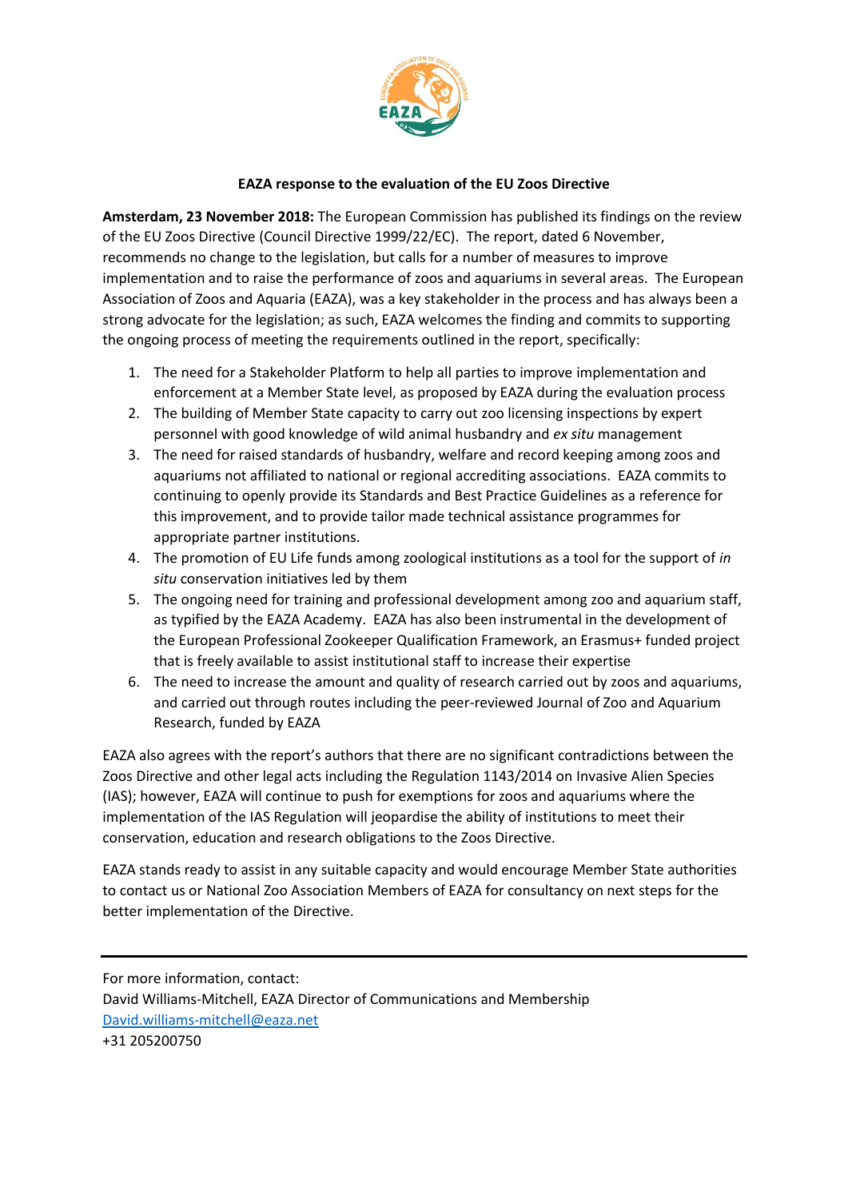**EAZA response to the evaluation of the EU Zoos Directive**

**Amsterdam, 23 November 2018:** The European Commission has published its findings on the review of the EU Zoos Directive (Council Directive 1999/22/EC). The report, dated 6 November, recommends no change to the legislation, but calls for a number of measures to improve implementation and to raise the performance of zoos and aquariums in several areas. The European Association of Zoos and Aquaria (EAZA), was a key stakeholder in the process and has always been a strong advocate for the legislation; as such, EAZA welcomes the finding and commits to supporting the ongoing process of meeting the requirements outlined in the report, specifically:

1. The need for a Stakeholder Platform to help all parties to improve implementation and enforcement at a Member State level, as proposed by EAZA during the evaluation process
2. The building of Member State capacity to carry out zoo licensing inspections by expert personnel with good knowledge of wild animal husbandry and *ex situ* management
3. The need for raised standards of husbandry, welfare and record keeping among zoos and aquariums not affiliated to national or regional accrediting associations. EAZA commits to continuing to openly provide its Standards and Best Practice Guidelines as a reference for this improvement, and to provide tailor made technical assistance programmes for appropriate partner institutions.
4. The promotion of EU Life funds among zoological institutions as a tool for the support of *in situ* conservation initiatives led by them
5. The ongoing need for training and professional development among zoo and aquarium staff, as typified by the EAZA Academy. EAZA has also been instrumental in the development of the European Professional Zookeeper Qualification Framework, an Erasmus+ funded project that is freely available to assist institutional staff to increase their expertise
6. The need to increase the amount and quality of research carried out by zoos and aquariums, and carried out through routes including the peer-reviewed Journal of Zoo and Aquarium Research, funded by EAZA

EAZA also agrees with the report's authors that there are no significant contradictions between the Zoos Directive and other legal acts including the Regulation 1143/2014 on Invasive Alien Species (IAS); however, EAZA will continue to push for exemptions for zoos and aquariums where the implementation of the IAS Regulation will jeopardise the ability of institutions to meet their conservation, education and research obligations to the Zoos Directive.

EAZA stands ready to assist in any suitable capacity and would encourage Member State authorities to contact us or National Zoo Association Members of EAZA for consultancy on next steps for the better implementation of the Directive.

---

For more information, contact:
David Williams-Mitchell, EAZA Director of Communications and Membership
David.williams-mitchell@eaza.net
+31 205200750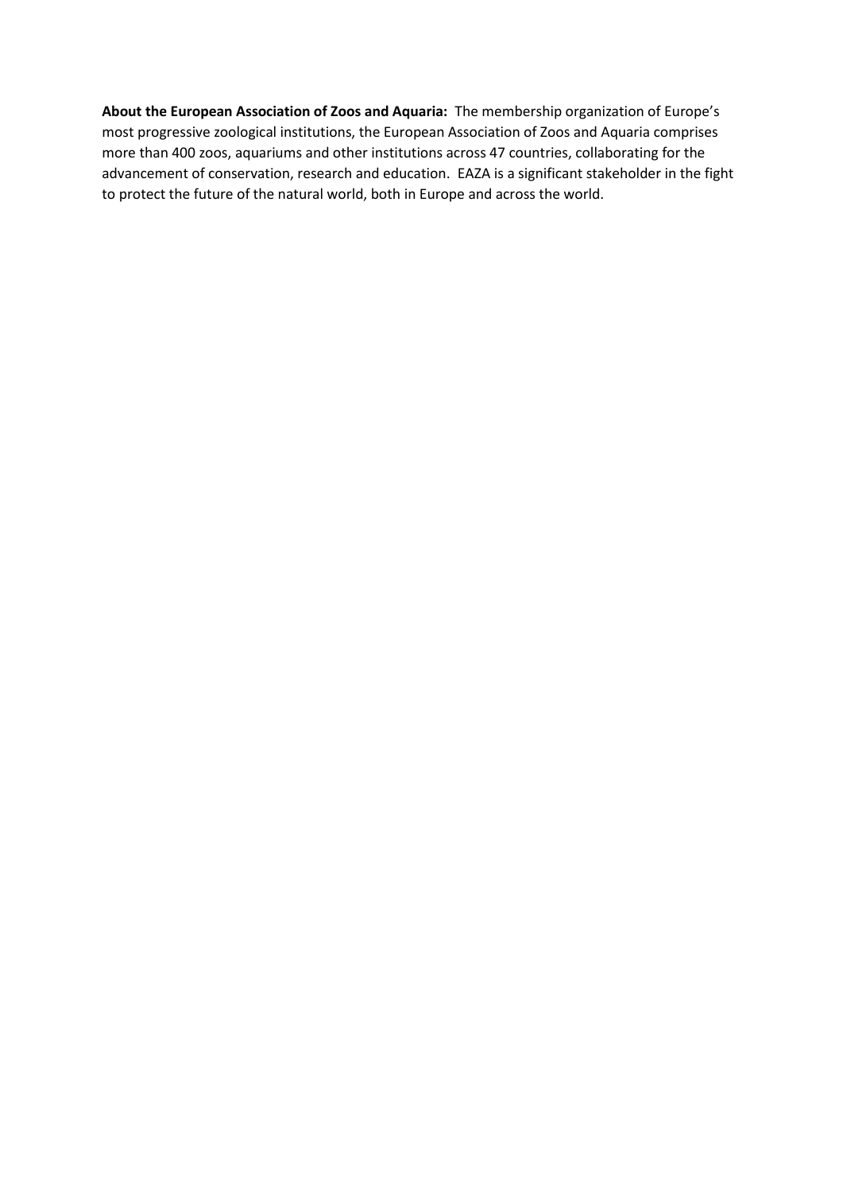**About the European Association of Zoos and Aquaria:** The membership organization of Europe's most progressive zoological institutions, the European Association of Zoos and Aquaria comprises more than 400 zoos, aquariums and other institutions across 47 countries, collaborating for the advancement of conservation, research and education. EAZA is a significant stakeholder in the fight to protect the future of the natural world, both in Europe and across the world.